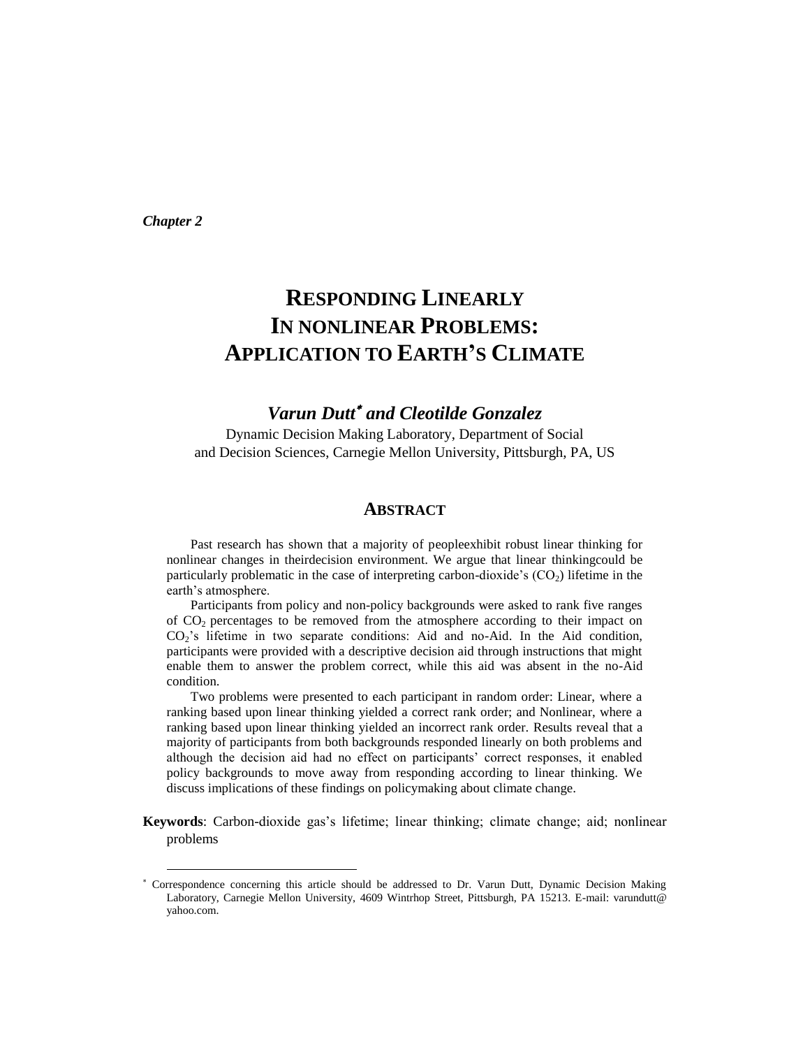*Chapter 2*

# RESPONDING LINEARLY IN NONLINEAR PROBLEMS: APPLICATION TO EARTH'S CLIMATE

### *Varun Dutt*[*] *and Cleotilde Gonzalez*

Dynamic Decision Making Laboratory, Department of Social and Decision Sciences, Carnegie Mellon University, Pittsburgh, PA, US

## ABSTRACT

Past research has shown that a majority of peopleexhibit robust linear thinking for nonlinear changes in theirdecision environment. We argue that linear thinkingcould be particularly problematic in the case of interpreting carbon-dioxide's ($CO_2$) lifetime in the earth's atmosphere.

Participants from policy and non-policy backgrounds were asked to rank five ranges of $CO_2$ percentages to be removed from the atmosphere according to their impact on $CO_2$'s lifetime in two separate conditions: Aid and no-Aid. In the Aid condition, participants were provided with a descriptive decision aid through instructions that might enable them to answer the problem correct, while this aid was absent in the no-Aid condition.

Two problems were presented to each participant in random order: Linear, where a ranking based upon linear thinking yielded a correct rank order; and Nonlinear, where a ranking based upon linear thinking yielded an incorrect rank order. Results reveal that a majority of participants from both backgrounds responded linearly on both problems and although the decision aid had no effect on participants' correct responses, it enabled policy backgrounds to move away from responding according to linear thinking. We discuss implications of these findings on policymaking about climate change.

**Keywords**: Carbon-dioxide gas's lifetime; linear thinking; climate change; aid; nonlinear problems

---

[*] Correspondence concerning this article should be addressed to Dr. Varun Dutt, Dynamic Decision Making Laboratory, Carnegie Mellon University, 4609 Wintrhop Street, Pittsburgh, PA 15213. E-mail: varundutt@yahoo.com.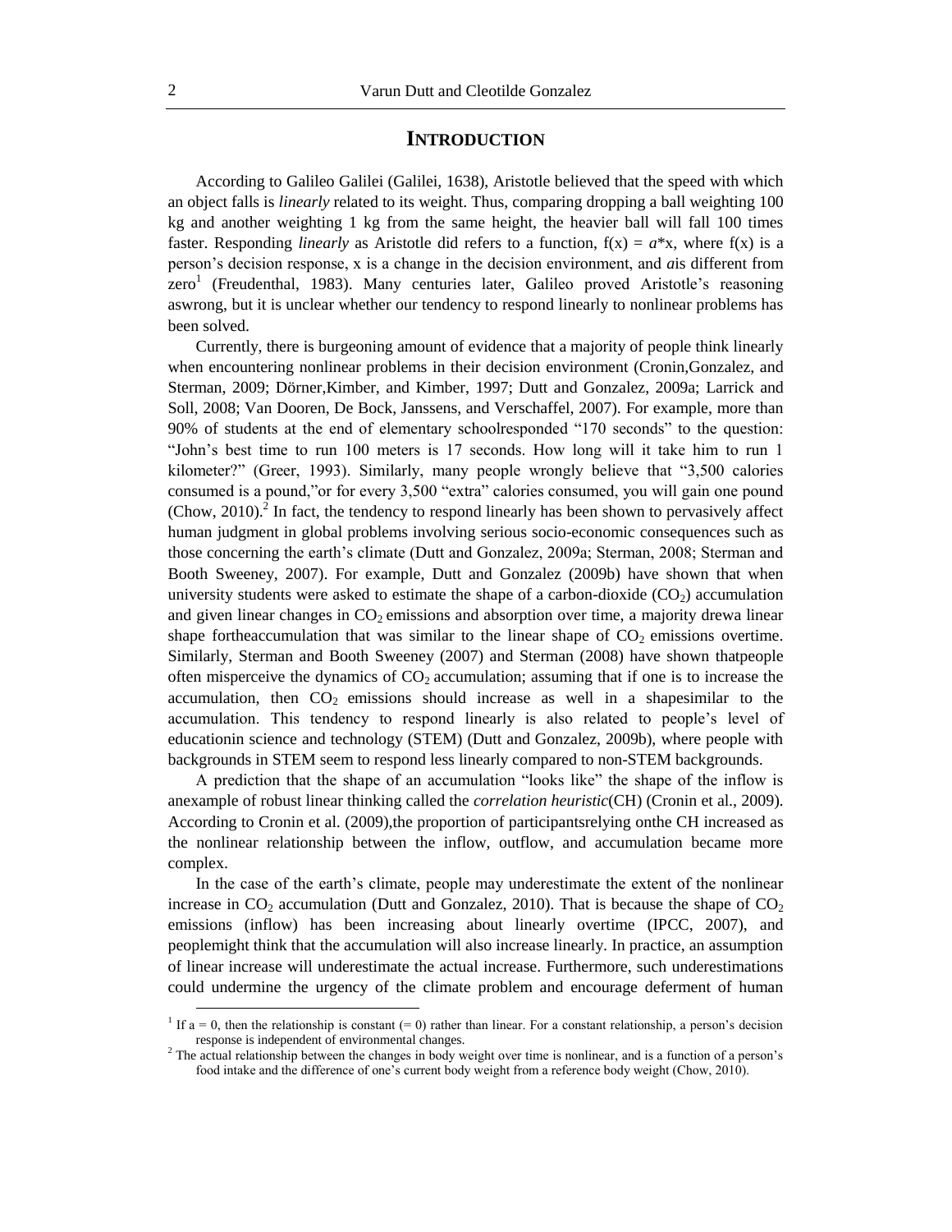## INTRODUCTION

According to Galileo Galilei (Galilei, 1638), Aristotle believed that the speed with which an object falls is *linearly* related to its weight. Thus, comparing dropping a ball weighting 100 kg and another weighting 1 kg from the same height, the heavier ball will fall 100 times faster. Responding *linearly* as Aristotle did refers to a function, $f(x) = a*x$, where f(x) is a person's decision response, x is a change in the decision environment, and *a*is different from zero[1] (Freudenthal, 1983). Many centuries later, Galileo proved Aristotle's reasoning aswrong, but it is unclear whether our tendency to respond linearly to nonlinear problems has been solved.

Currently, there is burgeoning amount of evidence that a majority of people think linearly when encountering nonlinear problems in their decision environment (Cronin,Gonzalez, and Sterman, 2009; Dörner,Kimber, and Kimber, 1997; Dutt and Gonzalez, 2009a; Larrick and Soll, 2008; Van Dooren, De Bock, Janssens, and Verschaffel, 2007). For example, more than 90% of students at the end of elementary schoolresponded "170 seconds" to the question: "John's best time to run 100 meters is 17 seconds. How long will it take him to run 1 kilometer?" (Greer, 1993). Similarly, many people wrongly believe that "3,500 calories consumed is a pound,"or for every 3,500 "extra" calories consumed, you will gain one pound (Chow, 2010).[2] In fact, the tendency to respond linearly has been shown to pervasively affect human judgment in global problems involving serious socio-economic consequences such as those concerning the earth's climate (Dutt and Gonzalez, 2009a; Sterman, 2008; Sterman and Booth Sweeney, 2007). For example, Dutt and Gonzalez (2009b) have shown that when university students were asked to estimate the shape of a carbon-dioxide ($CO_2$) accumulation and given linear changes in $CO_2$ emissions and absorption over time, a majority drewa linear shape fortheaccumulation that was similar to the linear shape of $CO_2$ emissions overtime. Similarly, Sterman and Booth Sweeney (2007) and Sterman (2008) have shown thatpeople often misperceive the dynamics of $CO_2$ accumulation; assuming that if one is to increase the accumulation, then $CO_2$ emissions should increase as well in a shapesimilar to the accumulation. This tendency to respond linearly is also related to people's level of educationin science and technology (STEM) (Dutt and Gonzalez, 2009b), where people with backgrounds in STEM seem to respond less linearly compared to non-STEM backgrounds.

A prediction that the shape of an accumulation "looks like" the shape of the inflow is anexample of robust linear thinking called the *correlation heuristic*(CH) (Cronin et al., 2009). According to Cronin et al. (2009),the proportion of participantsrelying onthe CH increased as the nonlinear relationship between the inflow, outflow, and accumulation became more complex.

In the case of the earth's climate, people may underestimate the extent of the nonlinear increase in $CO_2$ accumulation (Dutt and Gonzalez, 2010). That is because the shape of $CO_2$ emissions (inflow) has been increasing about linearly overtime (IPCC, 2007), and peoplemight think that the accumulation will also increase linearly. In practice, an assumption of linear increase will underestimate the actual increase. Furthermore, such underestimations could undermine the urgency of the climate problem and encourage deferment of human

[1] If a = 0, then the relationship is constant (= 0) rather than linear. For a constant relationship, a person's decision response is independent of environmental changes.

[2] The actual relationship between the changes in body weight over time is nonlinear, and is a function of a person's food intake and the difference of one's current body weight from a reference body weight (Chow, 2010).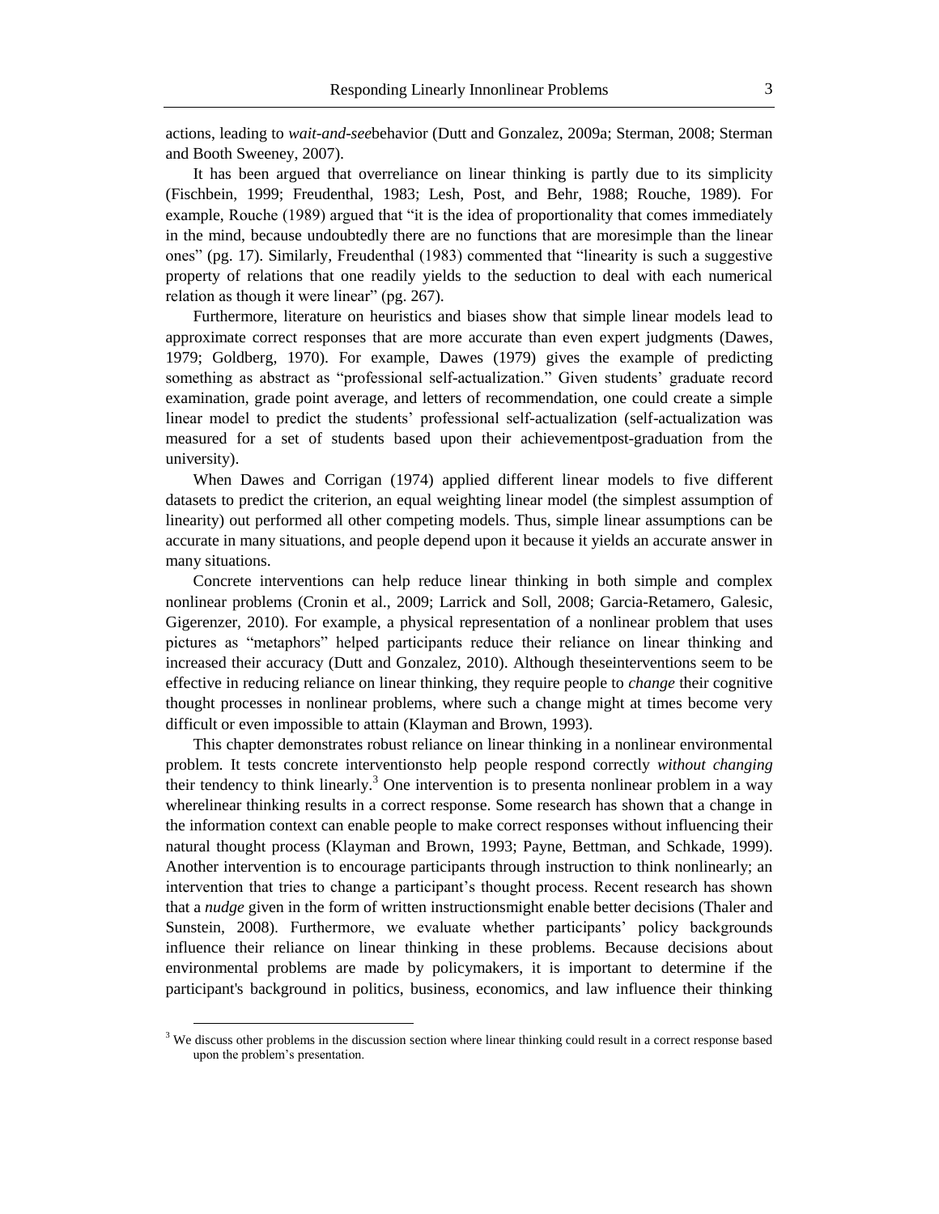actions, leading to *wait-and-see*behavior (Dutt and Gonzalez, 2009a; Sterman, 2008; Sterman and Booth Sweeney, 2007).

It has been argued that overreliance on linear thinking is partly due to its simplicity (Fischbein, 1999; Freudenthal, 1983; Lesh, Post, and Behr, 1988; Rouche, 1989). For example, Rouche (1989) argued that "it is the idea of proportionality that comes immediately in the mind, because undoubtedly there are no functions that are moresimple than the linear ones" (pg. 17). Similarly, Freudenthal (1983) commented that "linearity is such a suggestive property of relations that one readily yields to the seduction to deal with each numerical relation as though it were linear" (pg. 267).

Furthermore, literature on heuristics and biases show that simple linear models lead to approximate correct responses that are more accurate than even expert judgments (Dawes, 1979; Goldberg, 1970). For example, Dawes (1979) gives the example of predicting something as abstract as "professional self-actualization." Given students' graduate record examination, grade point average, and letters of recommendation, one could create a simple linear model to predict the students' professional self-actualization (self-actualization was measured for a set of students based upon their achievementpost-graduation from the university).

When Dawes and Corrigan (1974) applied different linear models to five different datasets to predict the criterion, an equal weighting linear model (the simplest assumption of linearity) out performed all other competing models. Thus, simple linear assumptions can be accurate in many situations, and people depend upon it because it yields an accurate answer in many situations.

Concrete interventions can help reduce linear thinking in both simple and complex nonlinear problems (Cronin et al., 2009; Larrick and Soll, 2008; Garcia-Retamero, Galesic, Gigerenzer, 2010). For example, a physical representation of a nonlinear problem that uses pictures as "metaphors" helped participants reduce their reliance on linear thinking and increased their accuracy (Dutt and Gonzalez, 2010). Although theseinterventions seem to be effective in reducing reliance on linear thinking, they require people to *change* their cognitive thought processes in nonlinear problems, where such a change might at times become very difficult or even impossible to attain (Klayman and Brown, 1993).

This chapter demonstrates robust reliance on linear thinking in a nonlinear environmental problem. It tests concrete interventionsto help people respond correctly *without changing* their tendency to think linearly.[3] One intervention is to presenta nonlinear problem in a way wherelinear thinking results in a correct response. Some research has shown that a change in the information context can enable people to make correct responses without influencing their natural thought process (Klayman and Brown, 1993; Payne, Bettman, and Schkade, 1999). Another intervention is to encourage participants through instruction to think nonlinearly; an intervention that tries to change a participant's thought process. Recent research has shown that a *nudge* given in the form of written instructionsmight enable better decisions (Thaler and Sunstein, 2008). Furthermore, we evaluate whether participants' policy backgrounds influence their reliance on linear thinking in these problems. Because decisions about environmental problems are made by policymakers, it is important to determine if the participant's background in politics, business, economics, and law influence their thinking

[3] We discuss other problems in the discussion section where linear thinking could result in a correct response based upon the problem's presentation.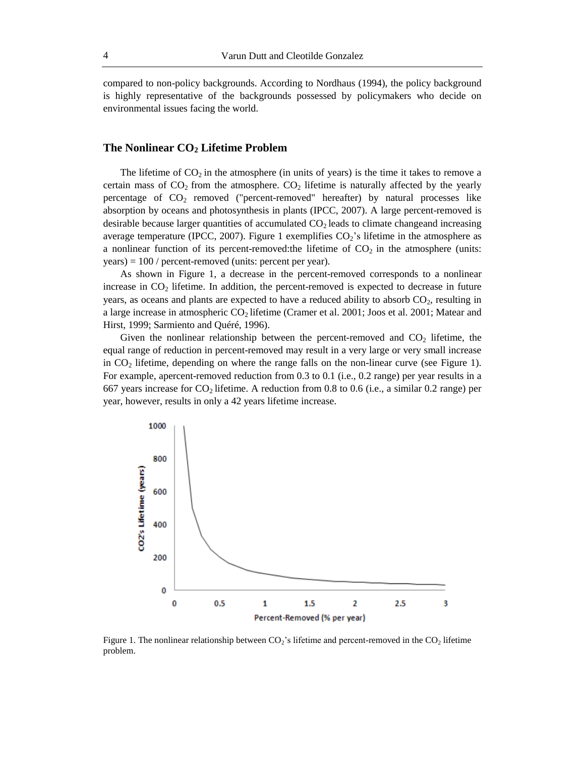compared to non-policy backgrounds. According to Nordhaus (1994), the policy background is highly representative of the backgrounds possessed by policymakers who decide on environmental issues facing the world.

## The Nonlinear $CO_2$ Lifetime Problem

The lifetime of $CO_2$ in the atmosphere (in units of years) is the time it takes to remove a certain mass of $CO_2$ from the atmosphere. $CO_2$ lifetime is naturally affected by the yearly percentage of $CO_2$ removed ("percent-removed" hereafter) by natural processes like absorption by oceans and photosynthesis in plants (IPCC, 2007). A large percent-removed is desirable because larger quantities of accumulated $CO_2$ leads to climate changeand increasing average temperature (IPCC, 2007). Figure 1 exemplifies $CO_2$'s lifetime in the atmosphere as a nonlinear function of its percent-removed:the lifetime of $CO_2$ in the atmosphere (units: years) = 100 / percent-removed (units: percent per year).

As shown in Figure 1, a decrease in the percent-removed corresponds to a nonlinear increase in $CO_2$ lifetime. In addition, the percent-removed is expected to decrease in future years, as oceans and plants are expected to have a reduced ability to absorb $CO_2$, resulting in a large increase in atmospheric $CO_2$ lifetime (Cramer et al. 2001; Joos et al. 2001; Matear and Hirst, 1999; Sarmiento and Quéré, 1996).

Given the nonlinear relationship between the percent-removed and $CO_2$ lifetime, the equal range of reduction in percent-removed may result in a very large or very small increase in $CO_2$ lifetime, depending on where the range falls on the non-linear curve (see Figure 1). For example, apercent-removed reduction from 0.3 to 0.1 (i.e., 0.2 range) per year results in a 667 years increase for $CO_2$ lifetime. A reduction from 0.8 to 0.6 (i.e., a similar 0.2 range) per year, however, results in only a 42 years lifetime increase.

Figure 1. The nonlinear relationship between $CO_2$'s lifetime and percent-removed in the $CO_2$ lifetime problem.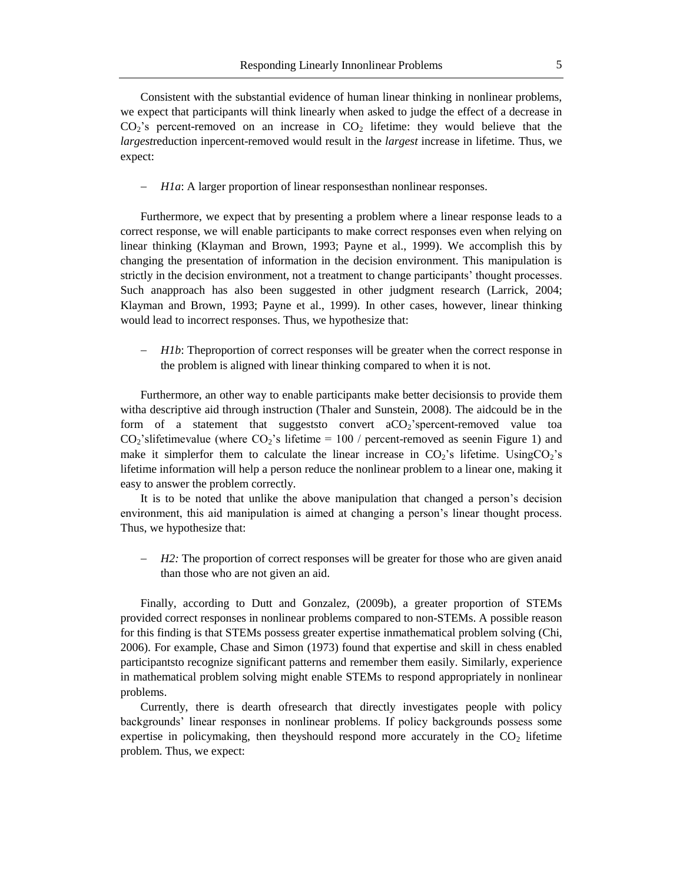Consistent with the substantial evidence of human linear thinking in nonlinear problems, we expect that participants will think linearly when asked to judge the effect of a decrease in $CO_2$'s percent-removed on an increase in $CO_2$ lifetime: they would believe that the *largest*reduction inpercent-removed would result in the *largest* increase in lifetime. Thus, we expect:

- *H1a*: A larger proportion of linear responsesthan nonlinear responses.

Furthermore, we expect that by presenting a problem where a linear response leads to a correct response, we will enable participants to make correct responses even when relying on linear thinking (Klayman and Brown, 1993; Payne et al., 1999). We accomplish this by changing the presentation of information in the decision environment. This manipulation is strictly in the decision environment, not a treatment to change participants' thought processes. Such anapproach has also been suggested in other judgment research (Larrick, 2004; Klayman and Brown, 1993; Payne et al., 1999). In other cases, however, linear thinking would lead to incorrect responses. Thus, we hypothesize that:

- *H1b*: Theproportion of correct responses will be greater when the correct response in the problem is aligned with linear thinking compared to when it is not.

Furthermore, an other way to enable participants make better decisionsis to provide them witha descriptive aid through instruction (Thaler and Sunstein, 2008). The aidcould be in the form of a statement that suggeststo convert a$CO_2$'spercent-removed value toa $CO_2$'slifetimevalue (where $CO_2$'s lifetime = 100 / percent-removed as seenin Figure 1) and make it simplerfor them to calculate the linear increase in $CO_2$'s lifetime. Using$CO_2$'s lifetime information will help a person reduce the nonlinear problem to a linear one, making it easy to answer the problem correctly.

It is to be noted that unlike the above manipulation that changed a person's decision environment, this aid manipulation is aimed at changing a person's linear thought process. Thus, we hypothesize that:

- *H2:* The proportion of correct responses will be greater for those who are given anaid than those who are not given an aid.

Finally, according to Dutt and Gonzalez, (2009b), a greater proportion of STEMs provided correct responses in nonlinear problems compared to non-STEMs. A possible reason for this finding is that STEMs possess greater expertise inmathematical problem solving (Chi, 2006). For example, Chase and Simon (1973) found that expertise and skill in chess enabled participantsto recognize significant patterns and remember them easily. Similarly, experience in mathematical problem solving might enable STEMs to respond appropriately in nonlinear problems.

Currently, there is dearth ofresearch that directly investigates people with policy backgrounds' linear responses in nonlinear problems. If policy backgrounds possess some expertise in policymaking, then theyshould respond more accurately in the $CO_2$ lifetime problem. Thus, we expect: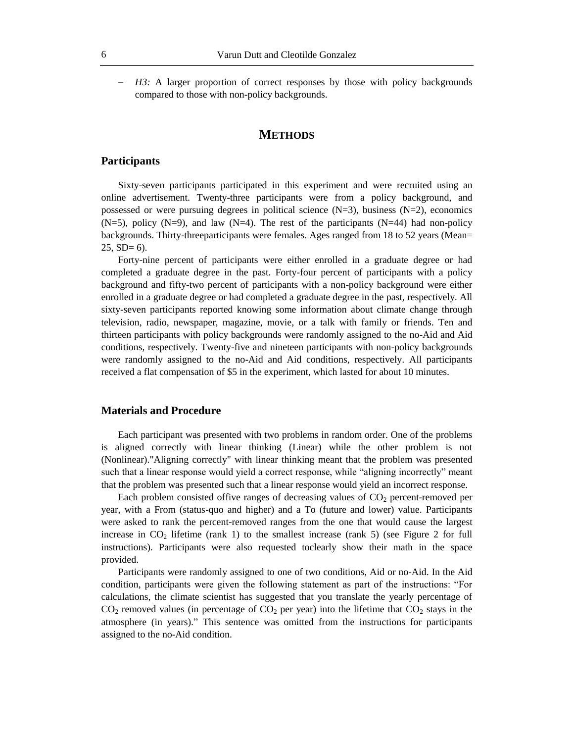– *H3:* A larger proportion of correct responses by those with policy backgrounds compared to those with non-policy backgrounds.

# METHODS

## Participants

Sixty-seven participants participated in this experiment and were recruited using an online advertisement. Twenty-three participants were from a policy background, and possessed or were pursuing degrees in political science (N=3), business (N=2), economics (N=5), policy (N=9), and law (N=4). The rest of the participants (N=44) had non-policy backgrounds. Thirty-threeparticipants were females. Ages ranged from 18 to 52 years (Mean= 25, SD= 6).

Forty-nine percent of participants were either enrolled in a graduate degree or had completed a graduate degree in the past. Forty-four percent of participants with a policy background and fifty-two percent of participants with a non-policy background were either enrolled in a graduate degree or had completed a graduate degree in the past, respectively. All sixty-seven participants reported knowing some information about climate change through television, radio, newspaper, magazine, movie, or a talk with family or friends. Ten and thirteen participants with policy backgrounds were randomly assigned to the no-Aid and Aid conditions, respectively. Twenty-five and nineteen participants with non-policy backgrounds were randomly assigned to the no-Aid and Aid conditions, respectively. All participants received a flat compensation of $5 in the experiment, which lasted for about 10 minutes.

## Materials and Procedure

Each participant was presented with two problems in random order. One of the problems is aligned correctly with linear thinking (Linear) while the other problem is not (Nonlinear)."Aligning correctly" with linear thinking meant that the problem was presented such that a linear response would yield a correct response, while "aligning incorrectly" meant that the problem was presented such that a linear response would yield an incorrect response.

Each problem consisted offive ranges of decreasing values of $CO_2$ percent-removed per year, with a From (status-quo and higher) and a To (future and lower) value. Participants were asked to rank the percent-removed ranges from the one that would cause the largest increase in $CO_2$ lifetime (rank 1) to the smallest increase (rank 5) (see Figure 2 for full instructions). Participants were also requested toclearly show their math in the space provided.

Participants were randomly assigned to one of two conditions, Aid or no-Aid. In the Aid condition, participants were given the following statement as part of the instructions: "For calculations, the climate scientist has suggested that you translate the yearly percentage of $CO_2$ removed values (in percentage of $CO_2$ per year) into the lifetime that $CO_2$ stays in the atmosphere (in years)." This sentence was omitted from the instructions for participants assigned to the no-Aid condition.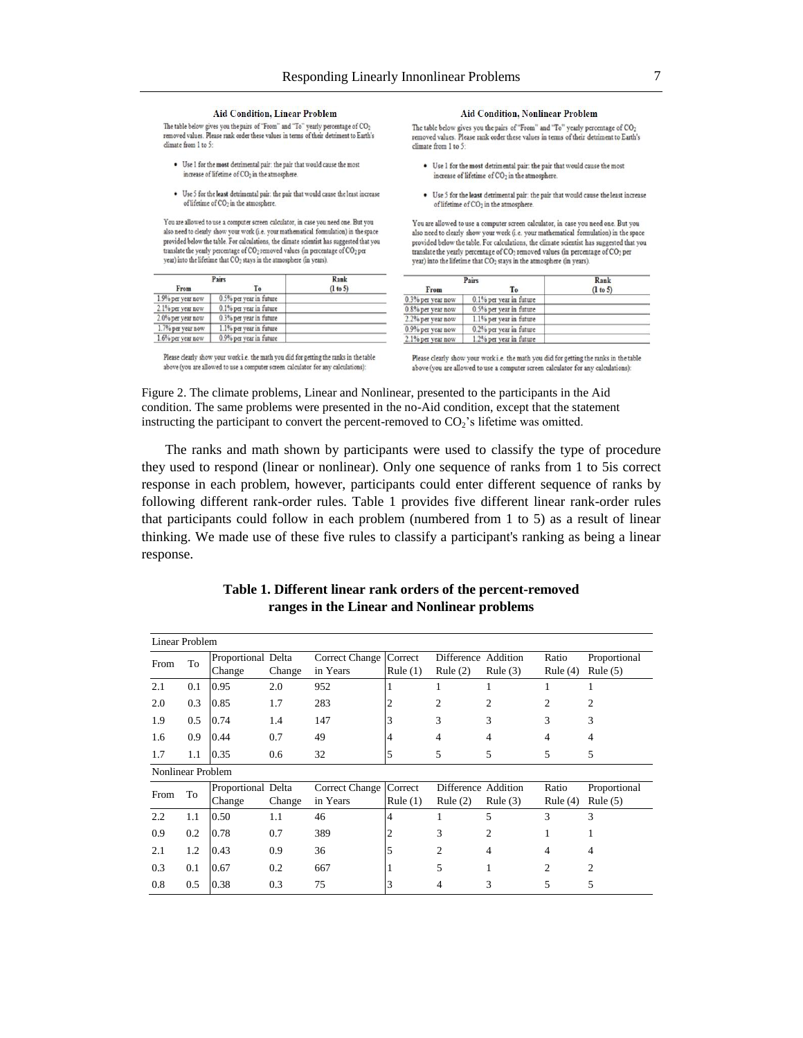**Aid Condition, Linear Problem**

The table below gives you the pairs of "From" and "To" yearly percentage of $CO_2$ removed values. Please rank order these values in terms of their detriment to Earth's climate from 1 to 5:

- Use 1 for the **most** detrimental pair: the pair that would cause the most increase of lifetime of $CO_2$ in the atmosphere.
- Use 5 for the **least** detrimental pair: the pair that would cause the least increase of lifetime of $CO_2$ in the atmosphere.

You are allowed to use a computer screen calculator, in case you need one. But you also need to clearly show your work (i.e. your mathematical formulation) in the space provided below the table. For calculations, the climate scientist has suggested that you translate the yearly percentage of $CO_2$ removed values (in percentage of $CO_2$ per year) into the lifetime that $CO_2$ stays in the atmosphere (in years).

| Pairs | | Rank |
|---|---|---|
| From | To | (1 to 5) |
| 1.9% per year now | 0.5% per year in future | |
| 2.1% per year now | 0.1% per year in future | |
| 2.0% per year now | 0.3% per year in future | |
| 1.7% per year now | 1.1% per year in future | |
| 1.6% per year now | 0.9% per year in future | |

Please clearly show your work i.e. the math you did for getting the ranks in the table above (you are allowed to use a computer screen calculator for any calculations):

**Aid Condition, Nonlinear Problem**

The table below gives you the pairs of "From" and "To" yearly percentage of $CO_2$ removed values. Please rank order these values in terms of their detriment to Earth's climate from 1 to 5:

- Use 1 for the **most** detrimental pair: the pair that would cause the most increase of lifetime of $CO_2$ in the atmosphere.
- Use 5 for the **least** detrimental pair: the pair that would cause the least increase of lifetime of $CO_2$ in the atmosphere.

You are allowed to use a computer screen calculator, in case you need one. But you also need to clearly show your work (i.e. your mathematical formulation) in the space provided below the table. For calculations, the climate scientist has suggested that you translate the yearly percentage of $CO_2$ removed values (in percentage of $CO_2$ per year) into the lifetime that $CO_2$ stays in the atmosphere (in years).

| Pairs | | Rank |
|---|---|---|
| From | To | (1 to 5) |
| 0.3% per year now | 0.1% per year in future | |
| 0.8% per year now | 0.5% per year in future | |
| 2.2% per year now | 1.1% per year in future | |
| 0.9% per year now | 0.2% per year in future | |
| 2.1% per year now | 1.2% per year in future | |

Please clearly show your work i.e. the math you did for getting the ranks in the table above (you are allowed to use a computer screen calculator for any calculations):

Figure 2. The climate problems, Linear and Nonlinear, presented to the participants in the Aid condition. The same problems were presented in the no-Aid condition, except that the statement instructing the participant to convert the percent-removed to $CO_2$'s lifetime was omitted.

The ranks and math shown by participants were used to classify the type of procedure they used to respond (linear or nonlinear). Only one sequence of ranks from 1 to 5is correct response in each problem, however, participants could enter different sequence of ranks by following different rank-order rules. Table 1 provides five different linear rank-order rules that participants could follow in each problem (numbered from 1 to 5) as a result of linear thinking. We made use of these five rules to classify a participant's ranking as being a linear response.

**Table 1. Different linear rank orders of the percent-removed ranges in the Linear and Nonlinear problems**

| Linear Problem | | | | | | | | | |
|---|---|---|---|---|---|---|---|---|---|
| From | To | Proportional Change | Delta Change | Correct Change in Years | Correct Rule (1) | Difference Rule (2) | Addition Rule (3) | Ratio Rule (4) | Proportional Rule (5) |
| 2.1 | 0.1 | 0.95 | 2.0 | 952 | 1 | 1 | 1 | 1 | 1 |
| 2.0 | 0.3 | 0.85 | 1.7 | 283 | 2 | 2 | 2 | 2 | 2 |
| 1.9 | 0.5 | 0.74 | 1.4 | 147 | 3 | 3 | 3 | 3 | 3 |
| 1.6 | 0.9 | 0.44 | 0.7 | 49 | 4 | 4 | 4 | 4 | 4 |
| 1.7 | 1.1 | 0.35 | 0.6 | 32 | 5 | 5 | 5 | 5 | 5 |
| **Nonlinear Problem** | | | | | | | | | |
| From | To | Proportional Change | Delta Change | Correct Change in Years | Correct Rule (1) | Difference Rule (2) | Addition Rule (3) | Ratio Rule (4) | Proportional Rule (5) |
| 2.2 | 1.1 | 0.50 | 1.1 | 46 | 4 | 1 | 5 | 3 | 3 |
| 0.9 | 0.2 | 0.78 | 0.7 | 389 | 2 | 3 | 2 | 1 | 1 |
| 2.1 | 1.2 | 0.43 | 0.9 | 36 | 5 | 2 | 4 | 4 | 4 |
| 0.3 | 0.1 | 0.67 | 0.2 | 667 | 1 | 5 | 1 | 2 | 2 |
| 0.8 | 0.5 | 0.38 | 0.3 | 75 | 3 | 4 | 3 | 5 | 5 |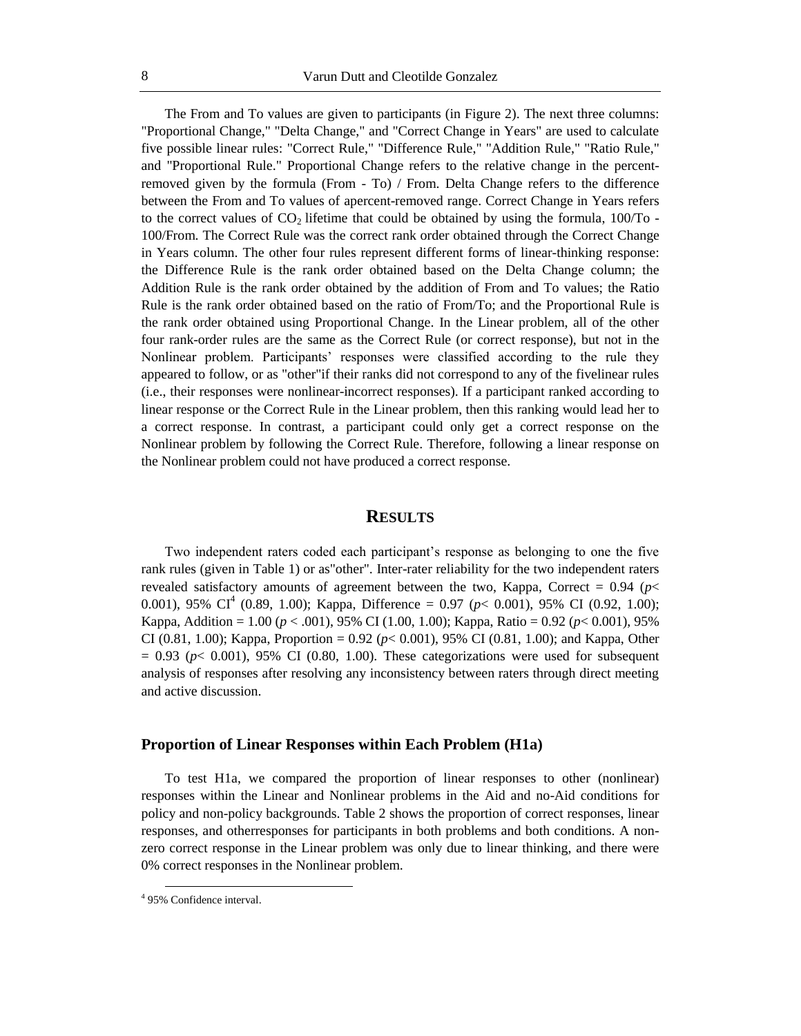The From and To values are given to participants (in Figure 2). The next three columns: "Proportional Change," "Delta Change," and "Correct Change in Years" are used to calculate five possible linear rules: "Correct Rule," "Difference Rule," "Addition Rule," "Ratio Rule," and "Proportional Rule." Proportional Change refers to the relative change in the percent-removed given by the formula (From - To) / From. Delta Change refers to the difference between the From and To values of apercent-removed range. Correct Change in Years refers to the correct values of $CO_2$ lifetime that could be obtained by using the formula, 100/To - 100/From. The Correct Rule was the correct rank order obtained through the Correct Change in Years column. The other four rules represent different forms of linear-thinking response: the Difference Rule is the rank order obtained based on the Delta Change column; the Addition Rule is the rank order obtained by the addition of From and To values; the Ratio Rule is the rank order obtained based on the ratio of From/To; and the Proportional Rule is the rank order obtained using Proportional Change. In the Linear problem, all of the other four rank-order rules are the same as the Correct Rule (or correct response), but not in the Nonlinear problem. Participants' responses were classified according to the rule they appeared to follow, or as "other"if their ranks did not correspond to any of the fivelinear rules (i.e., their responses were nonlinear-incorrect responses). If a participant ranked according to linear response or the Correct Rule in the Linear problem, then this ranking would lead her to a correct response. In contrast, a participant could only get a correct response on the Nonlinear problem by following the Correct Rule. Therefore, following a linear response on the Nonlinear problem could not have produced a correct response.

## RESULTS

Two independent raters coded each participant's response as belonging to one the five rank rules (given in Table 1) or as"other". Inter-rater reliability for the two independent raters revealed satisfactory amounts of agreement between the two, Kappa, Correct = 0.94 ($p < 0.001$), 95% CI[4] (0.89, 1.00); Kappa, Difference = 0.97 ($p < 0.001$), 95% CI (0.92, 1.00); Kappa, Addition = 1.00 ($p < .001$), 95% CI (1.00, 1.00); Kappa, Ratio = 0.92 ($p < 0.001$), 95% CI (0.81, 1.00); Kappa, Proportion = 0.92 ($p < 0.001$), 95% CI (0.81, 1.00); and Kappa, Other = 0.93 ($p < 0.001$), 95% CI (0.80, 1.00). These categorizations were used for subsequent analysis of responses after resolving any inconsistency between raters through direct meeting and active discussion.

### Proportion of Linear Responses within Each Problem (H1a)

To test H1a, we compared the proportion of linear responses to other (nonlinear) responses within the Linear and Nonlinear problems in the Aid and no-Aid conditions for policy and non-policy backgrounds. Table 2 shows the proportion of correct responses, linear responses, and otherresponses for participants in both problems and both conditions. A non-zero correct response in the Linear problem was only due to linear thinking, and there were 0% correct responses in the Nonlinear problem.

[4] 95% Confidence interval.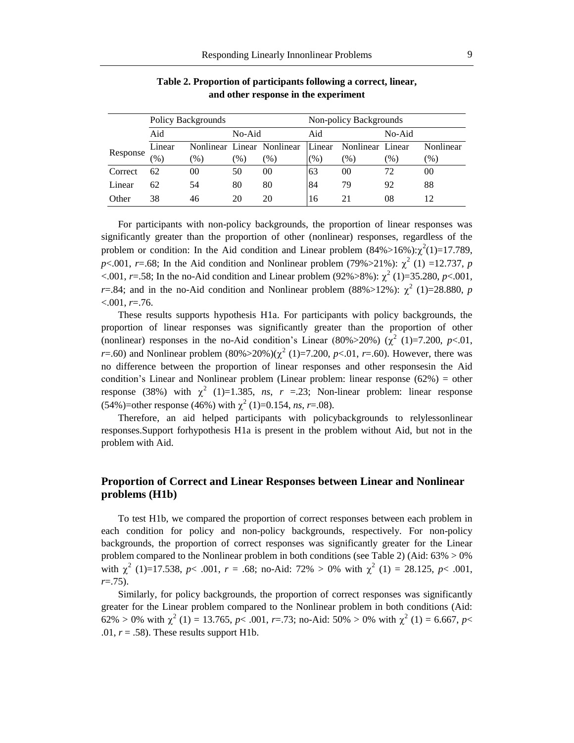**Table 2. Proportion of participants following a correct, linear, and other response in the experiment**

| Response | Policy Backgrounds | | | | Non-policy Backgrounds | | | |
|---|---|---|---|---|---|---|---|---|
| | Aid | | No-Aid | | Aid | | No-Aid | |
| | Linear (%) | Nonlinear (%) | Linear (%) | Nonlinear (%) | Linear (%) | Nonlinear (%) | Linear (%) | Nonlinear (%) |
| Correct | 62 | 00 | 50 | 00 | 63 | 00 | 72 | 00 |
| Linear | 62 | 54 | 80 | 80 | 84 | 79 | 92 | 88 |
| Other | 38 | 46 | 20 | 20 | 16 | 21 | 08 | 12 |

For participants with non-policy backgrounds, the proportion of linear responses was significantly greater than the proportion of other (nonlinear) responses, regardless of the problem or condition: In the Aid condition and Linear problem (84%>16%):$\chi^2(1)=17.789$, $p<.001$, $r=.68$; In the Aid condition and Nonlinear problem (79%>21%): $\chi^2$ (1) =12.737, $p<.001$, $r=.58$; In the no-Aid condition and Linear problem (92%>8%): $\chi^2$ (1)=35.280, $p<.001$, $r=.84$; and in the no-Aid condition and Nonlinear problem (88%>12%): $\chi^2$ (1)=28.880, $p<.001$, $r=.76$.

These results supports hypothesis H1a. For participants with policy backgrounds, the proportion of linear responses was significantly greater than the proportion of other (nonlinear) responses in the no-Aid condition's Linear (80%>20%) ($\chi^2$ (1)=7.200, $p<.01$, $r=.60$) and Nonlinear problem (80%>20%)($\chi^2$ (1)=7.200, $p<.01$, $r=.60$). However, there was no difference between the proportion of linear responses and other responsesin the Aid condition's Linear and Nonlinear problem (Linear problem: linear response (62%) = other response (38%) with $\chi^2$ (1)=1.385, *ns*, $r=.23$; Non-linear problem: linear response (54%)=other response (46%) with $\chi^2$ (1)=0.154, *ns*, $r=.08$).

Therefore, an aid helped participants with policybackgrounds to relylessonlinear responses.Support forhypothesis H1a is present in the problem without Aid, but not in the problem with Aid.

## Proportion of Correct and Linear Responses between Linear and Nonlinear problems (H1b)

To test H1b, we compared the proportion of correct responses between each problem in each condition for policy and non-policy backgrounds, respectively. For non-policy backgrounds, the proportion of correct responses was significantly greater for the Linear problem compared to the Nonlinear problem in both conditions (see Table 2) (Aid: 63% > 0% with $\chi^2$ (1)=17.538, $p<.001$, $r=.68$; no-Aid: 72% > 0% with $\chi^2$ (1) = 28.125, $p<.001$, $r=.75$).

Similarly, for policy backgrounds, the proportion of correct responses was significantly greater for the Linear problem compared to the Nonlinear problem in both conditions (Aid: 62% > 0% with $\chi^2$ (1) = 13.765, $p<.001$, $r=.73$; no-Aid: 50% > 0% with $\chi^2$ (1) = 6.667, $p<.01$, $r=.58$). These results support H1b.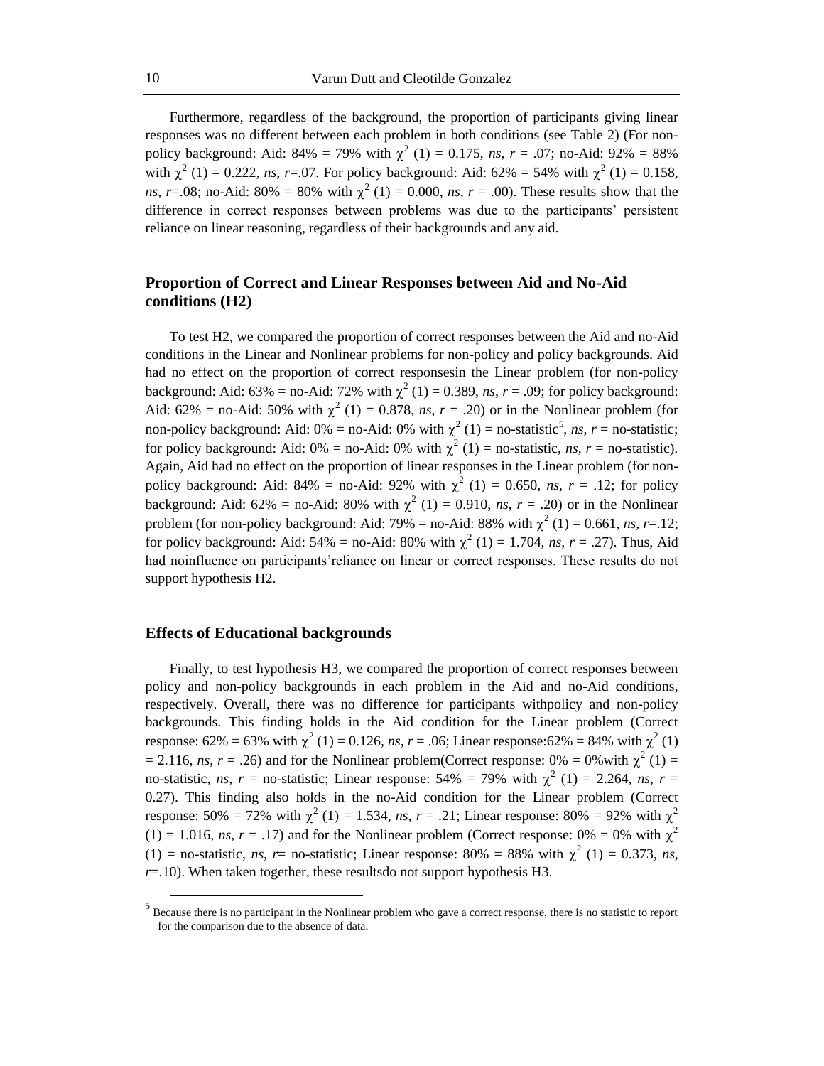Furthermore, regardless of the background, the proportion of participants giving linear responses was no different between each problem in both conditions (see Table 2) (For non-policy background: Aid: 84% = 79% with $\chi^2$ (1) = 0.175, *ns*, *r* = .07; no-Aid: 92% = 88% with $\chi^2$ (1) = 0.222, *ns*, *r*=.07. For policy background: Aid: 62% = 54% with $\chi^2$ (1) = 0.158, *ns*, *r*=.08; no-Aid: 80% = 80% with $\chi^2$ (1) = 0.000, *ns*, *r* = .00). These results show that the difference in correct responses between problems was due to the participants' persistent reliance on linear reasoning, regardless of their backgrounds and any aid.

## Proportion of Correct and Linear Responses between Aid and No-Aid conditions (H2)

To test H2, we compared the proportion of correct responses between the Aid and no-Aid conditions in the Linear and Nonlinear problems for non-policy and policy backgrounds. Aid had no effect on the proportion of correct responsesin the Linear problem (for non-policy background: Aid: 63% = no-Aid: 72% with $\chi^2$ (1) = 0.389, *ns*, *r* = .09; for policy background: Aid: 62% = no-Aid: 50% with $\chi^2$ (1) = 0.878, *ns*, *r* = .20) or in the Nonlinear problem (for non-policy background: Aid: 0% = no-Aid: 0% with $\chi^2$ (1) = no-statistic[5], *ns*, *r* = no-statistic; for policy background: Aid: 0% = no-Aid: 0% with $\chi^2$ (1) = no-statistic, *ns*, *r* = no-statistic). Again, Aid had no effect on the proportion of linear responses in the Linear problem (for non-policy background: Aid: 84% = no-Aid: 92% with $\chi^2$ (1) = 0.650, *ns*, *r* = .12; for policy background: Aid: 62% = no-Aid: 80% with $\chi^2$ (1) = 0.910, *ns*, *r* = .20) or in the Nonlinear problem (for non-policy background: Aid: 79% = no-Aid: 88% with $\chi^2$ (1) = 0.661, *ns*, *r*=.12; for policy background: Aid: 54% = no-Aid: 80% with $\chi^2$ (1) = 1.704, *ns*, *r* = .27). Thus, Aid had noinfluence on participants'reliance on linear or correct responses. These results do not support hypothesis H2.

## Effects of Educational backgrounds

Finally, to test hypothesis H3, we compared the proportion of correct responses between policy and non-policy backgrounds in each problem in the Aid and no-Aid conditions, respectively. Overall, there was no difference for participants withpolicy and non-policy backgrounds. This finding holds in the Aid condition for the Linear problem (Correct response: 62% = 63% with $\chi^2$ (1) = 0.126, *ns*, *r* = .06; Linear response:62% = 84% with $\chi^2$ (1) = 2.116, *ns*, *r* = .26) and for the Nonlinear problem(Correct response: 0% = 0%with $\chi^2$ (1) = no-statistic, *ns*, *r* = no-statistic; Linear response: 54% = 79% with $\chi^2$ (1) = 2.264, *ns*, *r* = 0.27). This finding also holds in the no-Aid condition for the Linear problem (Correct response: 50% = 72% with $\chi^2$ (1) = 1.534, *ns*, *r* = .21; Linear response: 80% = 92% with $\chi^2$ (1) = 1.016, *ns*, *r* = .17) and for the Nonlinear problem (Correct response: 0% = 0% with $\chi^2$ (1) = no-statistic, *ns*, *r*= no-statistic; Linear response: 80% = 88% with $\chi^2$ (1) = 0.373, *ns*, *r*=.10). When taken together, these resultsdo not support hypothesis H3.

[5] Because there is no participant in the Nonlinear problem who gave a correct response, there is no statistic to report for the comparison due to the absence of data.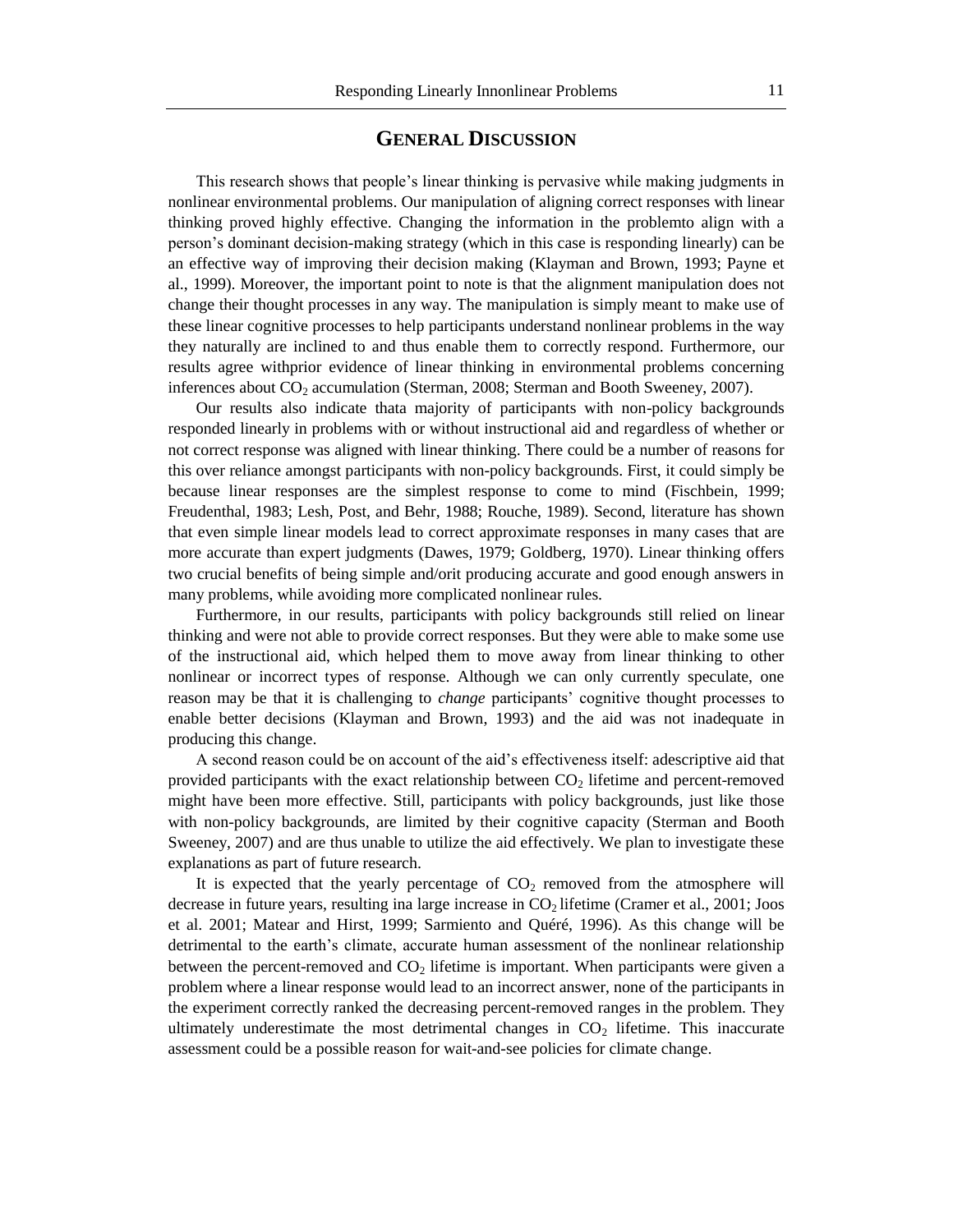## GENERAL DISCUSSION

This research shows that people's linear thinking is pervasive while making judgments in nonlinear environmental problems. Our manipulation of aligning correct responses with linear thinking proved highly effective. Changing the information in the problemto align with a person's dominant decision-making strategy (which in this case is responding linearly) can be an effective way of improving their decision making (Klayman and Brown, 1993; Payne et al., 1999). Moreover, the important point to note is that the alignment manipulation does not change their thought processes in any way. The manipulation is simply meant to make use of these linear cognitive processes to help participants understand nonlinear problems in the way they naturally are inclined to and thus enable them to correctly respond. Furthermore, our results agree withprior evidence of linear thinking in environmental problems concerning inferences about $CO_2$ accumulation (Sterman, 2008; Sterman and Booth Sweeney, 2007).

Our results also indicate thata majority of participants with non-policy backgrounds responded linearly in problems with or without instructional aid and regardless of whether or not correct response was aligned with linear thinking. There could be a number of reasons for this over reliance amongst participants with non-policy backgrounds. First, it could simply be because linear responses are the simplest response to come to mind (Fischbein, 1999; Freudenthal, 1983; Lesh, Post, and Behr, 1988; Rouche, 1989). Second, literature has shown that even simple linear models lead to correct approximate responses in many cases that are more accurate than expert judgments (Dawes, 1979; Goldberg, 1970). Linear thinking offers two crucial benefits of being simple and/orit producing accurate and good enough answers in many problems, while avoiding more complicated nonlinear rules.

Furthermore, in our results, participants with policy backgrounds still relied on linear thinking and were not able to provide correct responses. But they were able to make some use of the instructional aid, which helped them to move away from linear thinking to other nonlinear or incorrect types of response. Although we can only currently speculate, one reason may be that it is challenging to *change* participants' cognitive thought processes to enable better decisions (Klayman and Brown, 1993) and the aid was not inadequate in producing this change.

A second reason could be on account of the aid's effectiveness itself: adescriptive aid that provided participants with the exact relationship between $CO_2$ lifetime and percent-removed might have been more effective. Still, participants with policy backgrounds, just like those with non-policy backgrounds, are limited by their cognitive capacity (Sterman and Booth Sweeney, 2007) and are thus unable to utilize the aid effectively. We plan to investigate these explanations as part of future research.

It is expected that the yearly percentage of $CO_2$ removed from the atmosphere will decrease in future years, resulting ina large increase in $CO_2$ lifetime (Cramer et al., 2001; Joos et al. 2001; Matear and Hirst, 1999; Sarmiento and Quéré, 1996). As this change will be detrimental to the earth's climate, accurate human assessment of the nonlinear relationship between the percent-removed and $CO_2$ lifetime is important. When participants were given a problem where a linear response would lead to an incorrect answer, none of the participants in the experiment correctly ranked the decreasing percent-removed ranges in the problem. They ultimately underestimate the most detrimental changes in $CO_2$ lifetime. This inaccurate assessment could be a possible reason for wait-and-see policies for climate change.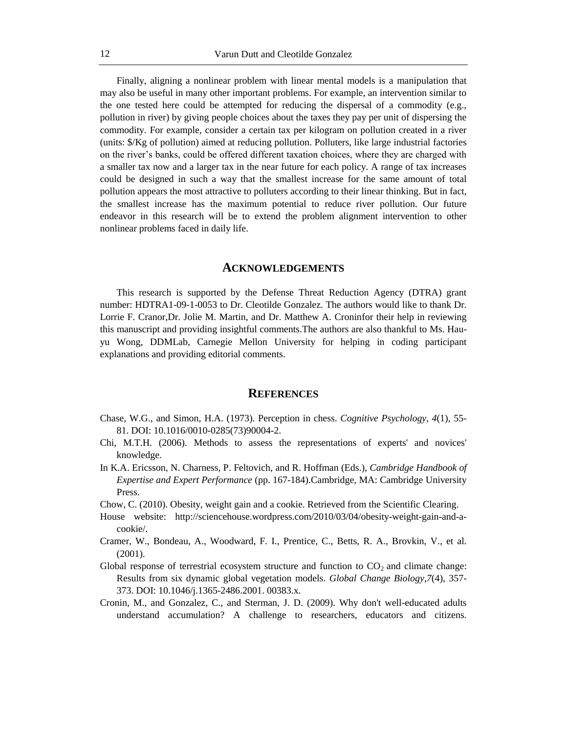Finally, aligning a nonlinear problem with linear mental models is a manipulation that may also be useful in many other important problems. For example, an intervention similar to the one tested here could be attempted for reducing the dispersal of a commodity (e.g., pollution in river) by giving people choices about the taxes they pay per unit of dispersing the commodity. For example, consider a certain tax per kilogram on pollution created in a river (units: $/Kg of pollution) aimed at reducing pollution. Polluters, like large industrial factories on the river's banks, could be offered different taxation choices, where they are charged with a smaller tax now and a larger tax in the near future for each policy. A range of tax increases could be designed in such a way that the smallest increase for the same amount of total pollution appears the most attractive to polluters according to their linear thinking. But in fact, the smallest increase has the maximum potential to reduce river pollution. Our future endeavor in this research will be to extend the problem alignment intervention to other nonlinear problems faced in daily life.

## ACKNOWLEDGEMENTS

This research is supported by the Defense Threat Reduction Agency (DTRA) grant number: HDTRA1-09-1-0053 to Dr. Cleotilde Gonzalez. The authors would like to thank Dr. Lorrie F. Cranor,Dr. Jolie M. Martin, and Dr. Matthew A. Croninfor their help in reviewing this manuscript and providing insightful comments.The authors are also thankful to Ms. Hau-yu Wong, DDMLab, Carnegie Mellon University for helping in coding participant explanations and providing editorial comments.

## REFERENCES

Chase, W.G., and Simon, H.A. (1973). Perception in chess. *Cognitive Psychology*, *4*(1), 55-81. DOI: 10.1016/0010-0285(73)90004-2.

Chi, M.T.H. (2006). Methods to assess the representations of experts' and novices' knowledge.

In K.A. Ericsson, N. Charness, P. Feltovich, and R. Hoffman (Eds.), *Cambridge Handbook of Expertise and Expert Performance* (pp. 167-184).Cambridge, MA: Cambridge University Press.

Chow, C. (2010). Obesity, weight gain and a cookie. Retrieved from the Scientific Clearing.

House website: http://sciencehouse.wordpress.com/2010/03/04/obesity-weight-gain-and-a-cookie/.

Cramer, W., Bondeau, A., Woodward, F. I., Prentice, C., Betts, R. A., Brovkin, V., et al. (2001).

Global response of terrestrial ecosystem structure and function to $CO_2$ and climate change: Results from six dynamic global vegetation models. *Global Change Biology*,*7*(4), 357-373. DOI: 10.1046/j.1365-2486.2001. 00383.x.

Cronin, M., and Gonzalez, C., and Sterman, J. D. (2009). Why don't well-educated adults understand accumulation? A challenge to researchers, educators and citizens.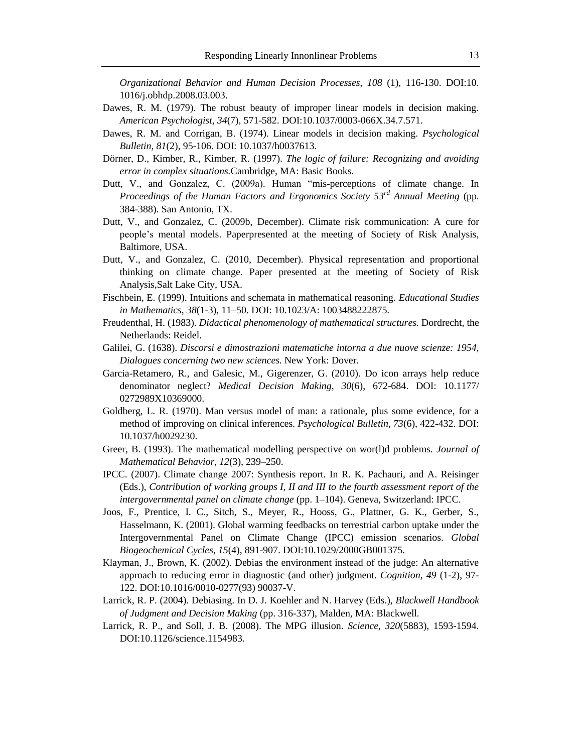*Organizational Behavior and Human Decision Processes, 108* (1), 116-130. DOI:10. 1016/j.obhdp.2008.03.003.

Dawes, R. M. (1979). The robust beauty of improper linear models in decision making. *American Psychologist*, *34*(7), 571-582. DOI:10.1037/0003-066X.34.7.571.

Dawes, R. M. and Corrigan, B. (1974). Linear models in decision making. *Psychological Bulletin*, *81*(2), 95-106. DOI: 10.1037/h0037613.

Dörner, D., Kimber, R., Kimber, R. (1997). *The logic of failure: Recognizing and avoiding error in complex situations.*Cambridge, MA: Basic Books.

Dutt, V., and Gonzalez, C. (2009a). Human "mis-perceptions of climate change. In *Proceedings of the Human Factors and Ergonomics Society 53rd Annual Meeting* (pp. 384-388). San Antonio, TX.

Dutt, V., and Gonzalez, C. (2009b, December). Climate risk communication: A cure for people's mental models. Paperpresented at the meeting of Society of Risk Analysis, Baltimore, USA.

Dutt, V., and Gonzalez, C. (2010, December). Physical representation and proportional thinking on climate change. Paper presented at the meeting of Society of Risk Analysis,Salt Lake City, USA.

Fischbein, E. (1999). Intuitions and schemata in mathematical reasoning. *Educational Studies in Mathematics*, *38*(1-3), 11–50. DOI: 10.1023/A: 1003488222875.

Freudenthal, H. (1983). *Didactical phenomenology of mathematical structures.* Dordrecht, the Netherlands: Reidel.

Galilei, G. (1638). *Discorsi e dimostrazioni matematiche intorna a due nuove scienze: 1954, Dialogues concerning two new sciences.* New York: Dover.

Garcia-Retamero, R., and Galesic, M., Gigerenzer, G. (2010). Do icon arrays help reduce denominator neglect? *Medical Decision Making*, *30*(6), 672-684. DOI: 10.1177/ 0272989X10369000.

Goldberg, L. R. (1970). Man versus model of man: a rationale, plus some evidence, for a method of improving on clinical inferences. *Psychological Bulletin*, *73*(6), 422-432. DOI: 10.1037/h0029230.

Greer, B. (1993). The mathematical modelling perspective on wor(l)d problems. *Journal of Mathematical Behavior, 12*(3), 239–250.

IPCC. (2007). Climate change 2007: Synthesis report. In R. K. Pachauri, and A. Reisinger (Eds.), *Contribution of working groups I, II and III to the fourth assessment report of the intergovernmental panel on climate change* (pp. 1–104). Geneva, Switzerland: IPCC.

Joos, F., Prentice, I. C., Sitch, S., Meyer, R., Hooss, G., Plattner, G. K., Gerber, S., Hasselmann, K. (2001). Global warming feedbacks on terrestrial carbon uptake under the Intergovernmental Panel on Climate Change (IPCC) emission scenarios. *Global Biogeochemical Cycles*, *15*(4), 891-907. DOI:10.1029/2000GB001375.

Klayman, J., Brown, K. (2002). Debias the environment instead of the judge: An alternative approach to reducing error in diagnostic (and other) judgment. *Cognition*, *49* (1-2), 97-122. DOI:10.1016/0010-0277(93) 90037-V.

Larrick, R. P. (2004). Debiasing. In D. J. Koehler and N. Harvey (Eds.), *Blackwell Handbook of Judgment and Decision Making* (pp. 316-337), Malden, MA: Blackwell.

Larrick, R. P., and Soll, J. B. (2008). The MPG illusion. *Science*, *320*(5883), 1593-1594. DOI:10.1126/science.1154983.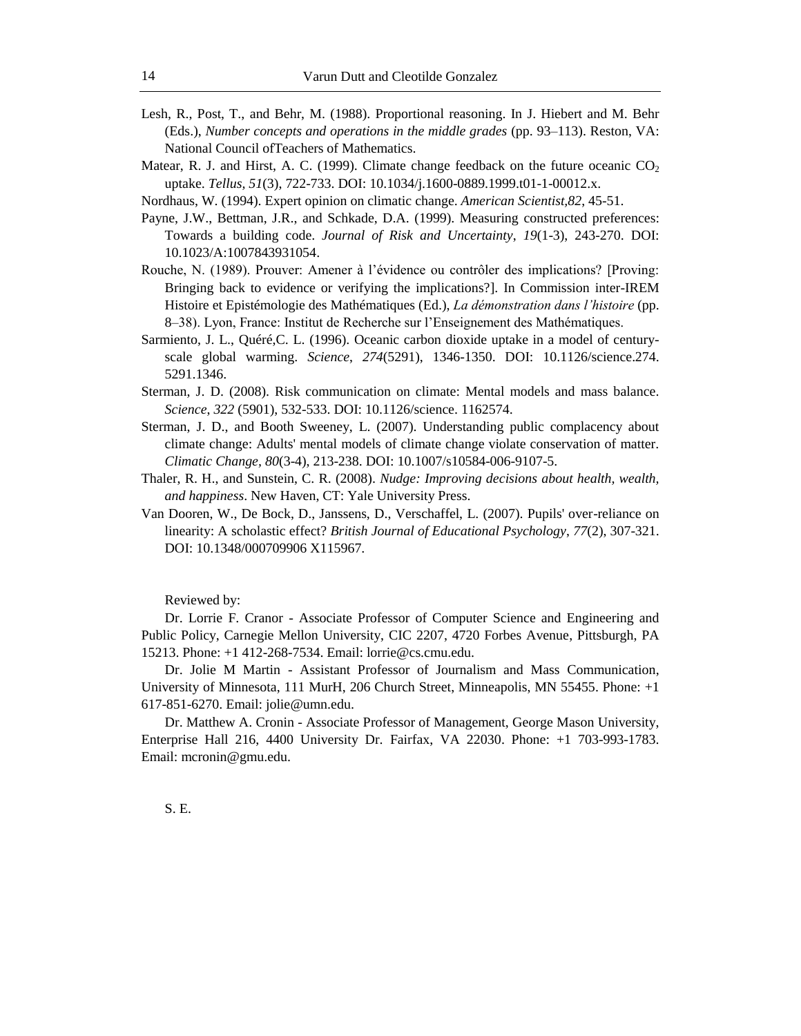Lesh, R., Post, T., and Behr, M. (1988). Proportional reasoning. In J. Hiebert and M. Behr (Eds.), *Number concepts and operations in the middle grades* (pp. 93–113). Reston, VA: National Council ofTeachers of Mathematics.

Matear, R. J. and Hirst, A. C. (1999). Climate change feedback on the future oceanic $CO_2$ uptake. *Tellus, 51*(3), 722-733. DOI: 10.1034/j.1600-0889.1999.t01-1-00012.x.

Nordhaus, W. (1994). Expert opinion on climatic change. *American Scientist,82*, 45-51.

Payne, J.W., Bettman, J.R., and Schkade, D.A. (1999). Measuring constructed preferences: Towards a building code. *Journal of Risk and Uncertainty*, *19*(1-3), 243-270. DOI: 10.1023/A:1007843931054.

Rouche, N. (1989). Prouver: Amener à l'évidence ou contrôler des implications? [Proving: Bringing back to evidence or verifying the implications?]. In Commission inter-IREM Histoire et Epistémologie des Mathématiques (Ed.), *La démonstration dans l'histoire* (pp. 8–38). Lyon, France: Institut de Recherche sur l'Enseignement des Mathématiques.

Sarmiento, J. L., Quéré,C. L. (1996). Oceanic carbon dioxide uptake in a model of century-scale global warming. *Science*, *274*(5291), 1346-1350. DOI: 10.1126/science.274. 5291.1346.

Sterman, J. D. (2008). Risk communication on climate: Mental models and mass balance. *Science*, *322* (5901), 532-533. DOI: 10.1126/science. 1162574.

Sterman, J. D., and Booth Sweeney, L. (2007). Understanding public complacency about climate change: Adults' mental models of climate change violate conservation of matter. *Climatic Change*, *80*(3-4), 213-238. DOI: 10.1007/s10584-006-9107-5.

Thaler, R. H., and Sunstein, C. R. (2008). *Nudge: Improving decisions about health, wealth, and happiness*. New Haven, CT: Yale University Press.

Van Dooren, W., De Bock, D., Janssens, D., Verschaffel, L. (2007). Pupils' over-reliance on linearity: A scholastic effect? *British Journal of Educational Psychology*, *77*(2), 307-321. DOI: 10.1348/000709906 X115967.

Reviewed by:

Dr. Lorrie F. Cranor - Associate Professor of Computer Science and Engineering and Public Policy, Carnegie Mellon University, CIC 2207, 4720 Forbes Avenue, Pittsburgh, PA 15213. Phone: +1 412-268-7534. Email: lorrie@cs.cmu.edu.

Dr. Jolie M Martin - Assistant Professor of Journalism and Mass Communication, University of Minnesota, 111 MurH, 206 Church Street, Minneapolis, MN 55455. Phone: +1 617-851-6270. Email: jolie@umn.edu.

Dr. Matthew A. Cronin - Associate Professor of Management, George Mason University, Enterprise Hall 216, 4400 University Dr. Fairfax, VA 22030. Phone: +1 703-993-1783. Email: mcronin@gmu.edu.

S. E.